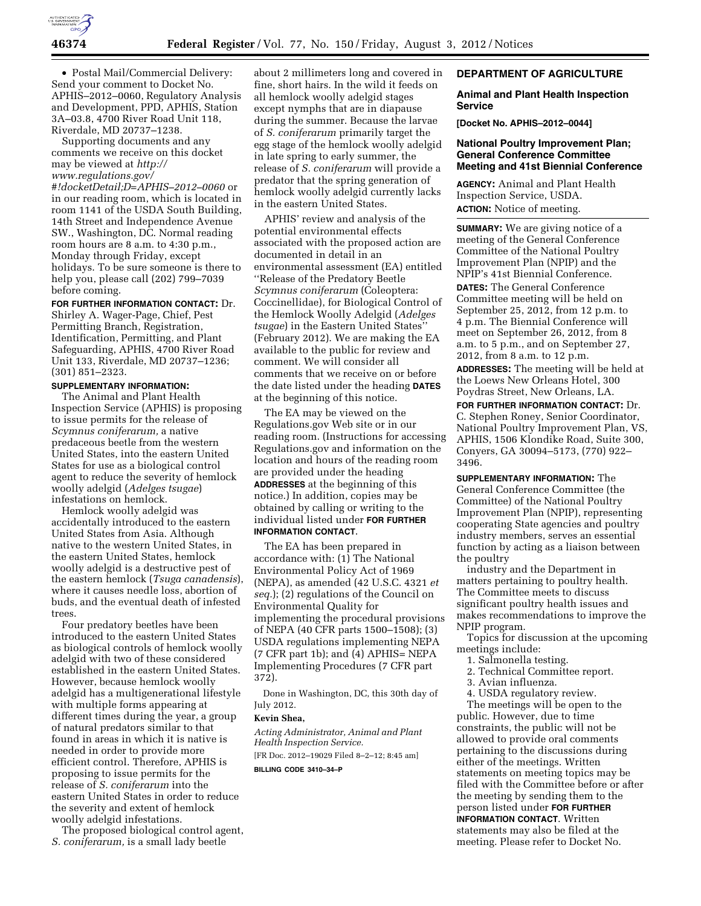• Postal Mail/Commercial Delivery: Send your comment to Docket No. APHIS–2012–0060, Regulatory Analysis and Development, PPD, APHIS, Station 3A–03.8, 4700 River Road Unit 118, Riverdale, MD 20737–1238.

Supporting documents and any comments we receive on this docket may be viewed at *http://www.regulations.gov/#!docketDetail;D=APHIS–2012–0060* or in our reading room, which is located in room 1141 of the USDA South Building, 14th Street and Independence Avenue SW., Washington, DC. Normal reading room hours are 8 a.m. to 4:30 p.m., Monday through Friday, except holidays. To be sure someone is there to help you, please call (202) 799–7039 before coming.

**FOR FURTHER INFORMATION CONTACT:** Dr. Shirley A. Wager-Page, Chief, Pest Permitting Branch, Registration, Identification, Permitting, and Plant Safeguarding, APHIS, 4700 River Road Unit 133, Riverdale, MD 20737–1236; (301) 851–2323.

**SUPPLEMENTARY INFORMATION:**

The Animal and Plant Health Inspection Service (APHIS) is proposing to issue permits for the release of *Scymnus coniferarum,* a native predaceous beetle from the western United States, into the eastern United States for use as a biological control agent to reduce the severity of hemlock woolly adelgid (*Adelges tsugae*) infestations on hemlock.

Hemlock woolly adelgid was accidentally introduced to the eastern United States from Asia. Although native to the western United States, in the eastern United States, hemlock woolly adelgid is a destructive pest of the eastern hemlock (*Tsuga canadensis*), where it causes needle loss, abortion of buds, and the eventual death of infested trees.

Four predatory beetles have been introduced to the eastern United States as biological controls of hemlock woolly adelgid with two of these considered established in the eastern United States. However, because hemlock woolly adelgid has a multigenerational lifestyle with multiple forms appearing at different times during the year, a group of natural predators similar to that found in areas in which it is native is needed in order to provide more efficient control. Therefore, APHIS is proposing to issue permits for the release of *S. coniferarum* into the eastern United States in order to reduce the severity and extent of hemlock woolly adelgid infestations.

The proposed biological control agent, *S. coniferarum,* is a small lady beetle about 2 millimeters long and covered in fine, short hairs. In the wild it feeds on all hemlock woolly adelgid stages except nymphs that are in diapause during the summer. Because the larvae of *S. coniferarum* primarily target the egg stage of the hemlock woolly adelgid in late spring to early summer, the release of *S. coniferarum* will provide a predator that the spring generation of hemlock woolly adelgid currently lacks in the eastern United States.

APHIS' review and analysis of the potential environmental effects associated with the proposed action are documented in detail in an environmental assessment (EA) entitled ''Release of the Predatory Beetle *Scymnus coniferarum* (Coleoptera: Coccinellidae), for Biological Control of the Hemlock Woolly Adelgid (*Adelges tsugae*) in the Eastern United States'' (February 2012). We are making the EA available to the public for review and comment. We will consider all comments that we receive on or before the date listed under the heading **DATES** at the beginning of this notice.

The EA may be viewed on the Regulations.gov Web site or in our reading room. (Instructions for accessing Regulations.gov and information on the location and hours of the reading room are provided under the heading **ADDRESSES** at the beginning of this notice.) In addition, copies may be obtained by calling or writing to the individual listed under **FOR FURTHER INFORMATION CONTACT**.

The EA has been prepared in accordance with: (1) The National Environmental Policy Act of 1969 (NEPA), as amended (42 U.S.C. 4321 *et seq.*); (2) regulations of the Council on Environmental Quality for implementing the procedural provisions of NEPA (40 CFR parts 1500–1508); (3) USDA regulations implementing NEPA (7 CFR part 1b); and (4) APHIS= NEPA Implementing Procedures (7 CFR part 372).

Done in Washington, DC, this 30th day of July 2012.

**Kevin Shea,**

*Acting Administrator, Animal and Plant Health Inspection Service.*

[FR Doc. 2012–19029 Filed 8–2–12; 8:45 am]

**BILLING CODE 3410–34–P**

## DEPARTMENT OF AGRICULTURE

### Animal and Plant Health Inspection Service

**[Docket No. APHIS–2012–0044]**

### National Poultry Improvement Plan; General Conference Committee Meeting and 41st Biennial Conference

**AGENCY:** Animal and Plant Health Inspection Service, USDA.

**ACTION:** Notice of meeting.

**SUMMARY:** We are giving notice of a meeting of the General Conference Committee of the National Poultry Improvement Plan (NPIP) and the NPIP's 41st Biennial Conference.

**DATES:** The General Conference Committee meeting will be held on September 25, 2012, from 12 p.m. to 4 p.m. The Biennial Conference will meet on September 26, 2012, from 8 a.m. to 5 p.m., and on September 27, 2012, from 8 a.m. to 12 p.m.

**ADDRESSES:** The meeting will be held at the Loews New Orleans Hotel, 300 Poydras Street, New Orleans, LA.

**FOR FURTHER INFORMATION CONTACT:** Dr. C. Stephen Roney, Senior Coordinator, National Poultry Improvement Plan, VS, APHIS, 1506 Klondike Road, Suite 300, Conyers, GA 30094–5173, (770) 922–3496.

**SUPPLEMENTARY INFORMATION:** The General Conference Committee (the Committee) of the National Poultry Improvement Plan (NPIP), representing cooperating State agencies and poultry industry members, serves an essential function by acting as a liaison between the poultry industry and the Department in matters pertaining to poultry health. The Committee meets to discuss significant poultry health issues and makes recommendations to improve the NPIP program.

Topics for discussion at the upcoming meetings include:

1. Salmonella testing.
2. Technical Committee report.
3. Avian influenza.
4. USDA regulatory review.

The meetings will be open to the public. However, due to time constraints, the public will not be allowed to provide oral comments pertaining to the discussions during either of the meetings. Written statements on meeting topics may be filed with the Committee before or after the meeting by sending them to the person listed under **FOR FURTHER INFORMATION CONTACT**. Written statements may also be filed at the meeting. Please refer to Docket No.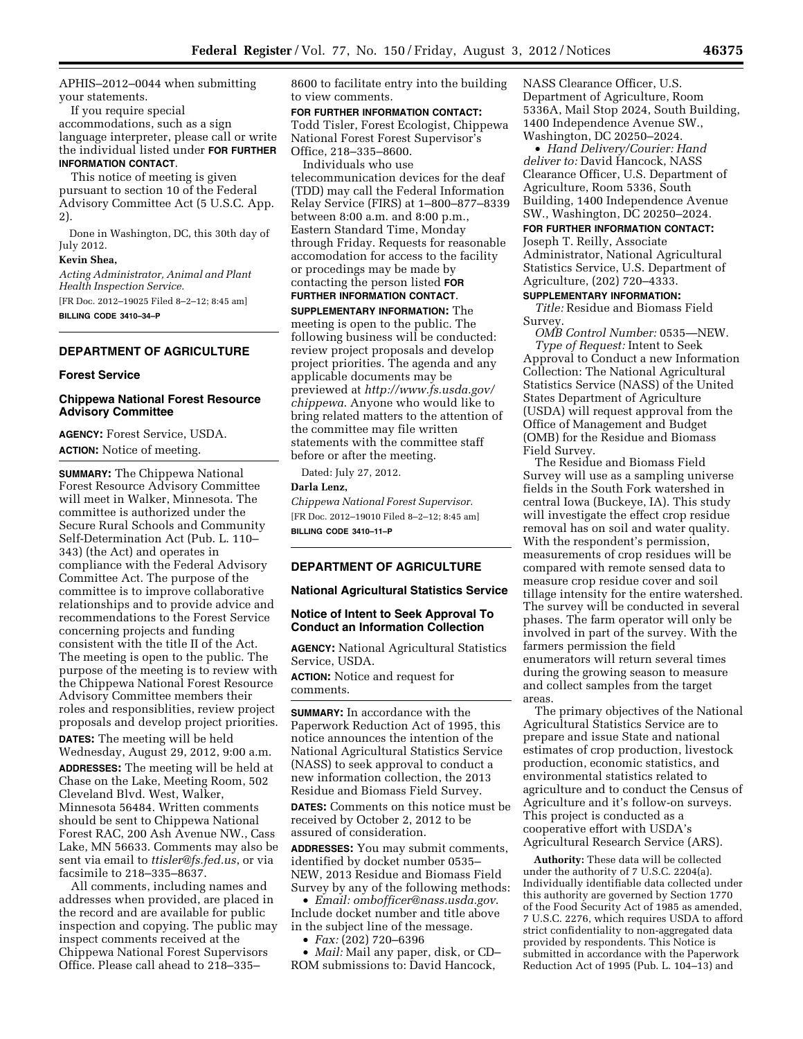APHIS–2012–0044 when submitting your statements.

If you require special accommodations, such as a sign language interpreter, please call or write the individual listed under **FOR FURTHER INFORMATION CONTACT**.

This notice of meeting is given pursuant to section 10 of the Federal Advisory Committee Act (5 U.S.C. App. 2).

Done in Washington, DC, this 30th day of July 2012.

**Kevin Shea,**

*Acting Administrator, Animal and Plant Health Inspection Service.*

[FR Doc. 2012–19025 Filed 8–2–12; 8:45 am]

**BILLING CODE 3410–34–P**

## DEPARTMENT OF AGRICULTURE

### Forest Service

### Chippewa National Forest Resource Advisory Committee

**AGENCY:** Forest Service, USDA.

**ACTION:** Notice of meeting.

**SUMMARY:** The Chippewa National Forest Resource Advisory Committee will meet in Walker, Minnesota. The committee is authorized under the Secure Rural Schools and Community Self-Determination Act (Pub. L. 110–343) (the Act) and operates in compliance with the Federal Advisory Committee Act. The purpose of the committee is to improve collaborative relationships and to provide advice and recommendations to the Forest Service concerning projects and funding consistent with the title II of the Act. The meeting is open to the public. The purpose of the meeting is to review with the Chippewa National Forest Resource Advisory Committee members their roles and responsiblities, review project proposals and develop project priorities.

**DATES:** The meeting will be held Wednesday, August 29, 2012, 9:00 a.m.

**ADDRESSES:** The meeting will be held at Chase on the Lake, Meeting Room, 502 Cleveland Blvd. West, Walker, Minnesota 56484. Written comments should be sent to Chippewa National Forest RAC, 200 Ash Avenue NW., Cass Lake, MN 56633. Comments may also be sent via email to *ttisler@fs.fed.us*, or via facsimile to 218–335–8637.

All comments, including names and addresses when provided, are placed in the record and are available for public inspection and copying. The public may inspect comments received at the Chippewa National Forest Supervisors Office. Please call ahead to 218–335–8600 to facilitate entry into the building to view comments.

**FOR FURTHER INFORMATION CONTACT:** Todd Tisler, Forest Ecologist, Chippewa National Forest Supervisor's Office, 218–335–8600.

Individuals who use telecommunication devices for the deaf (TDD) may call the Federal Information Relay Service (FIRS) at 1–800–877–8339 between 8:00 a.m. and 8:00 p.m., Eastern Standard Time, Monday through Friday. Requests for reasonable accomodation for access to the facility or procedings may be made by contacting the person listed **FOR FURTHER INFORMATION CONTACT**.

**SUPPLEMENTARY INFORMATION:** The meeting is open to the public. The following business will be conducted: review project proposals and develop project priorities. The agenda and any applicable documents may be previewed at *http://www.fs.usda.gov/chippewa.* Anyone who would like to bring related matters to the attention of the committee may file written statements with the committee staff before or after the meeting.

Dated: July 27, 2012.

**Darla Lenz,**

*Chippewa National Forest Supervisor.*

[FR Doc. 2012–19010 Filed 8–2–12; 8:45 am]

**BILLING CODE 3410–11–P**

## DEPARTMENT OF AGRICULTURE

### National Agricultural Statistics Service

### Notice of Intent to Seek Approval To Conduct an Information Collection

**AGENCY:** National Agricultural Statistics Service, USDA.

**ACTION:** Notice and request for comments.

**SUMMARY:** In accordance with the Paperwork Reduction Act of 1995, this notice announces the intention of the National Agricultural Statistics Service (NASS) to seek approval to conduct a new information collection, the 2013 Residue and Biomass Field Survey.

**DATES:** Comments on this notice must be received by October 2, 2012 to be assured of consideration.

**ADDRESSES:** You may submit comments, identified by docket number 0535–NEW, 2013 Residue and Biomass Field Survey by any of the following methods:

- *Email: ombofficer@nass.usda.gov*. Include docket number and title above in the subject line of the message.
- *Fax:* (202) 720–6396
- *Mail:* Mail any paper, disk, or CD–ROM submissions to: David Hancock, NASS Clearance Officer, U.S. Department of Agriculture, Room 5336A, Mail Stop 2024, South Building, 1400 Independence Avenue SW., Washington, DC 20250–2024.
- *Hand Delivery/Courier: Hand deliver to:* David Hancock, NASS Clearance Officer, U.S. Department of Agriculture, Room 5336, South Building, 1400 Independence Avenue SW., Washington, DC 20250–2024.

**FOR FURTHER INFORMATION CONTACT:** Joseph T. Reilly, Associate Administrator, National Agricultural Statistics Service, U.S. Department of Agriculture, (202) 720–4333.

**SUPPLEMENTARY INFORMATION:**

*Title:* Residue and Biomass Field Survey.

*OMB Control Number:* 0535—NEW.

*Type of Request:* Intent to Seek Approval to Conduct a new Information Collection: The National Agricultural Statistics Service (NASS) of the United States Department of Agriculture (USDA) will request approval from the Office of Management and Budget (OMB) for the Residue and Biomass Field Survey.

The Residue and Biomass Field Survey will use as a sampling universe fields in the South Fork watershed in central Iowa (Buckeye, IA). This study will investigate the effect crop residue removal has on soil and water quality. With the respondent's permission, measurements of crop residues will be compared with remote sensed data to measure crop residue cover and soil tillage intensity for the entire watershed. The survey will be conducted in several phases. The farm operator will only be involved in part of the survey. With the farmers permission the field enumerators will return several times during the growing season to measure and collect samples from the target areas.

The primary objectives of the National Agricultural Statistics Service are to prepare and issue State and national estimates of crop production, livestock production, economic statistics, and environmental statistics related to agriculture and to conduct the Census of Agriculture and it's follow-on surveys. This project is conducted as a cooperative effort with USDA's Agricultural Research Service (ARS).

**Authority:** These data will be collected under the authority of 7 U.S.C. 2204(a). Individually identifiable data collected under this authority are governed by Section 1770 of the Food Security Act of 1985 as amended, 7 U.S.C. 2276, which requires USDA to afford strict confidentiality to non-aggregated data provided by respondents. This Notice is submitted in accordance with the Paperwork Reduction Act of 1995 (Pub. L. 104–13) and